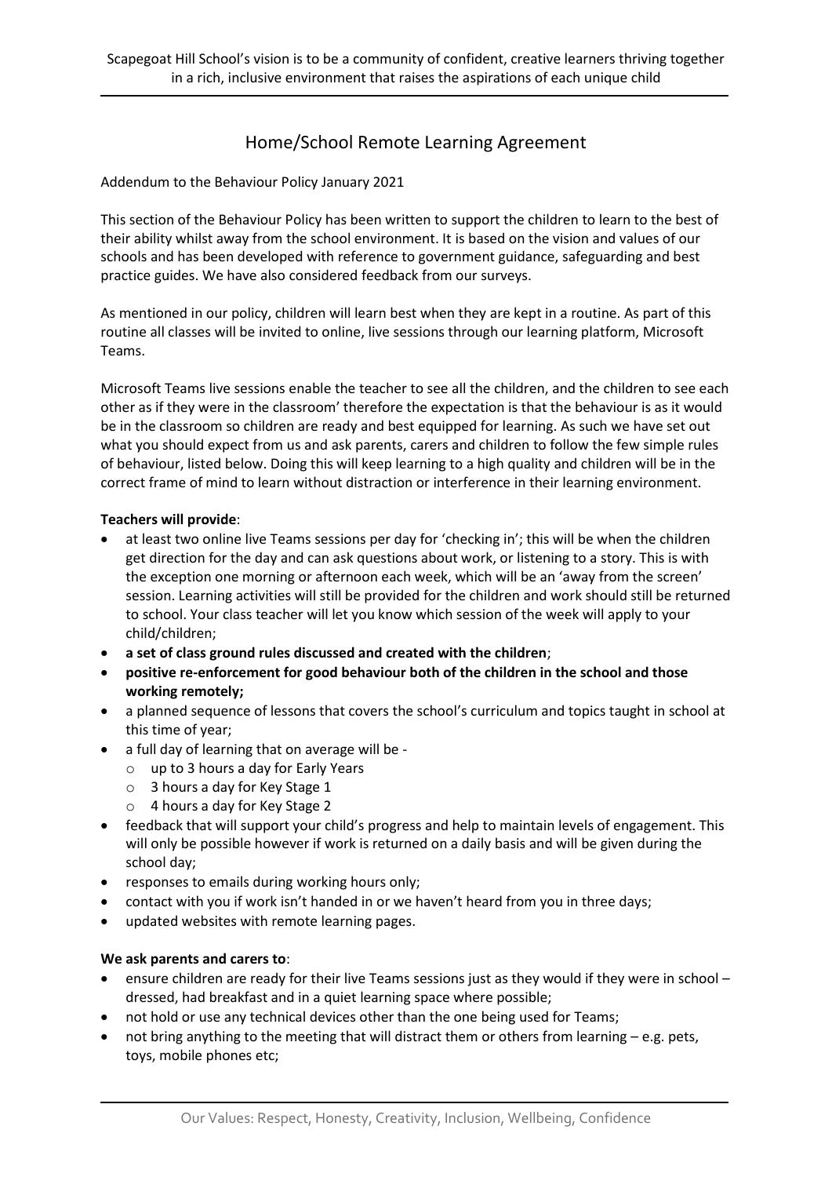Scapegoat Hill School's vision is to be a community of confident, creative learners thriving together in a rich, inclusive environment that raises the aspirations of each unique child

# Home/School Remote Learning Agreement

Addendum to the Behaviour Policy January 2021

This section of the Behaviour Policy has been written to support the children to learn to the best of their ability whilst away from the school environment. It is based on the vision and values of our schools and has been developed with reference to government guidance, safeguarding and best practice guides. We have also considered feedback from our surveys.

As mentioned in our policy, children will learn best when they are kept in a routine. As part of this routine all classes will be invited to online, live sessions through our learning platform, Microsoft Teams.

Microsoft Teams live sessions enable the teacher to see all the children, and the children to see each other as if they were in the classroom' therefore the expectation is that the behaviour is as it would be in the classroom so children are ready and best equipped for learning. As such we have set out what you should expect from us and ask parents, carers and children to follow the few simple rules of behaviour, listed below. Doing this will keep learning to a high quality and children will be in the correct frame of mind to learn without distraction or interference in their learning environment.

**Teachers will provide**:

- at least two online live Teams sessions per day for 'checking in'; this will be when the children get direction for the day and can ask questions about work, or listening to a story. This is with the exception one morning or afternoon each week, which will be an 'away from the screen' session. Learning activities will still be provided for the children and work should still be returned to school. Your class teacher will let you know which session of the week will apply to your child/children;
- **a set of class ground rules discussed and created with the children**;
- **positive re-enforcement for good behaviour both of the children in the school and those working remotely;**
- a planned sequence of lessons that covers the school's curriculum and topics taught in school at this time of year;
- a full day of learning that on average will be -
  - up to 3 hours a day for Early Years
  - 3 hours a day for Key Stage 1
  - 4 hours a day for Key Stage 2
- feedback that will support your child's progress and help to maintain levels of engagement. This will only be possible however if work is returned on a daily basis and will be given during the school day;
- responses to emails during working hours only;
- contact with you if work isn't handed in or we haven't heard from you in three days;
- updated websites with remote learning pages.

**We ask parents and carers to**:

- ensure children are ready for their live Teams sessions just as they would if they were in school – dressed, had breakfast and in a quiet learning space where possible;
- not hold or use any technical devices other than the one being used for Teams;
- not bring anything to the meeting that will distract them or others from learning – e.g. pets, toys, mobile phones etc;

Our Values: Respect, Honesty, Creativity, Inclusion, Wellbeing, Confidence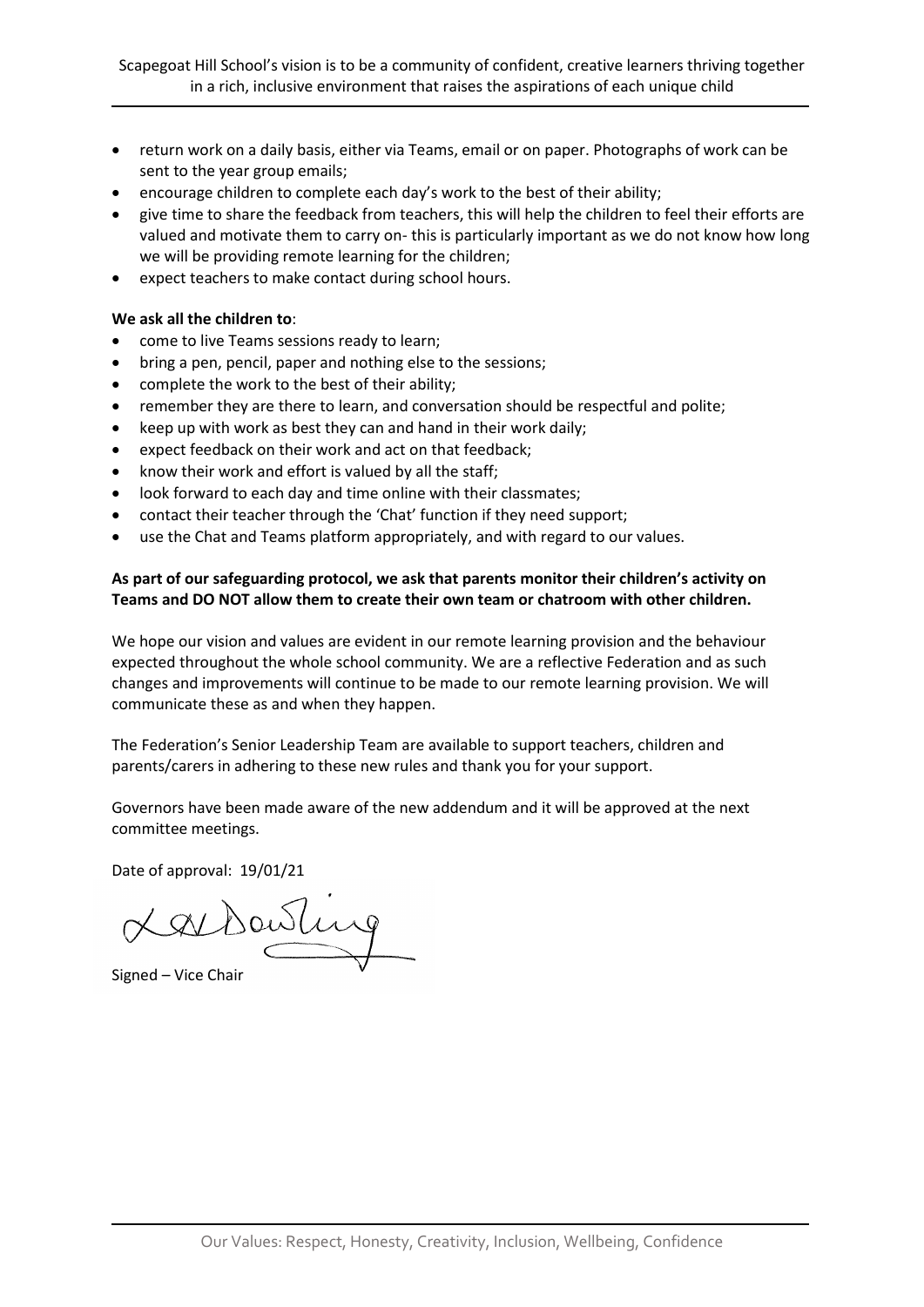- return work on a daily basis, either via Teams, email or on paper. Photographs of work can be sent to the year group emails;
- encourage children to complete each day's work to the best of their ability;
- give time to share the feedback from teachers, this will help the children to feel their efforts are valued and motivate them to carry on- this is particularly important as we do not know how long we will be providing remote learning for the children;
- expect teachers to make contact during school hours.

**We ask all the children to**:

- come to live Teams sessions ready to learn;
- bring a pen, pencil, paper and nothing else to the sessions;
- complete the work to the best of their ability;
- remember they are there to learn, and conversation should be respectful and polite;
- keep up with work as best they can and hand in their work daily;
- expect feedback on their work and act on that feedback;
- know their work and effort is valued by all the staff;
- look forward to each day and time online with their classmates;
- contact their teacher through the 'Chat' function if they need support;
- use the Chat and Teams platform appropriately, and with regard to our values.

**As part of our safeguarding protocol, we ask that parents monitor their children's activity on Teams and DO NOT allow them to create their own team or chatroom with other children.**

We hope our vision and values are evident in our remote learning provision and the behaviour expected throughout the whole school community. We are a reflective Federation and as such changes and improvements will continue to be made to our remote learning provision. We will communicate these as and when they happen.

The Federation's Senior Leadership Team are available to support teachers, children and parents/carers in adhering to these new rules and thank you for your support.

Governors have been made aware of the new addendum and it will be approved at the next committee meetings.

Date of approval: 19/01/21

Signed – Vice Chair